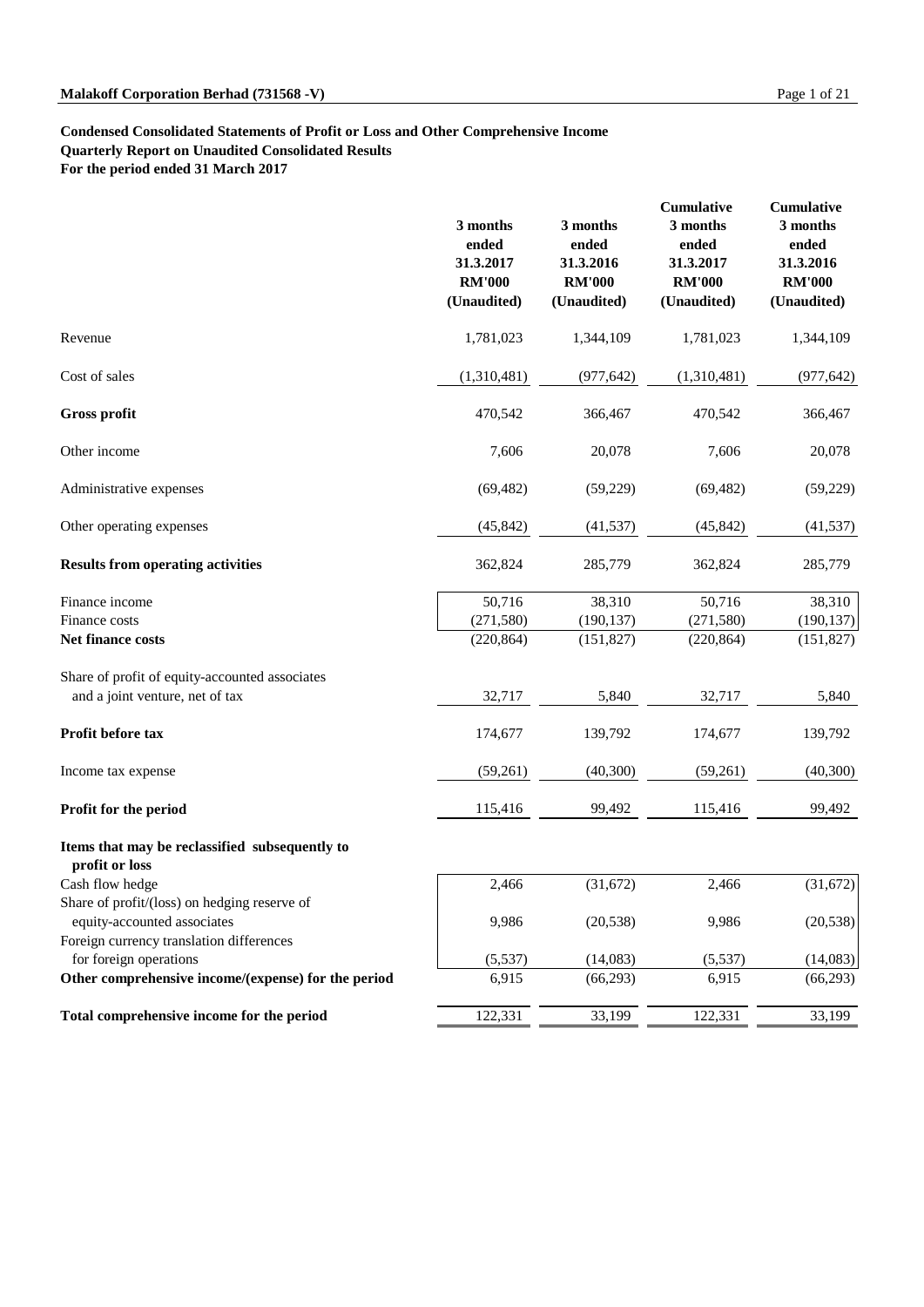**Malakoff Corporation Berhad (731568 -V)**

**Condensed Consolidated Statements of Profit or Loss and Other Comprehensive Income**
**Quarterly Report on Unaudited Consolidated Results**
**For the period ended 31 March 2017**

| | 3 months ended 31.3.2017 RM'000 (Unaudited) | 3 months ended 31.3.2016 RM'000 (Unaudited) | Cumulative 3 months ended 31.3.2017 RM'000 (Unaudited) | Cumulative 3 months ended 31.3.2016 RM'000 (Unaudited) |
|---|---|---|---|---|
| Revenue | 1,781,023 | 1,344,109 | 1,781,023 | 1,344,109 |
| Cost of sales | (1,310,481) | (977,642) | (1,310,481) | (977,642) |
| **Gross profit** | 470,542 | 366,467 | 470,542 | 366,467 |
| Other income | 7,606 | 20,078 | 7,606 | 20,078 |
| Administrative expenses | (69,482) | (59,229) | (69,482) | (59,229) |
| Other operating expenses | (45,842) | (41,537) | (45,842) | (41,537) |
| **Results from operating activities** | 362,824 | 285,779 | 362,824 | 285,779 |
| Finance income | 50,716 | 38,310 | 50,716 | 38,310 |
| Finance costs | (271,580) | (190,137) | (271,580) | (190,137) |
| **Net finance costs** | (220,864) | (151,827) | (220,864) | (151,827) |
| Share of profit of equity-accounted associates and a joint venture, net of tax | 32,717 | 5,840 | 32,717 | 5,840 |
| **Profit before tax** | 174,677 | 139,792 | 174,677 | 139,792 |
| Income tax expense | (59,261) | (40,300) | (59,261) | (40,300) |
| **Profit for the period** | 115,416 | 99,492 | 115,416 | 99,492 |
| **Items that may be reclassified subsequently to profit or loss** | | | | |
| Cash flow hedge | 2,466 | (31,672) | 2,466 | (31,672) |
| Share of profit/(loss) on hedging reserve of equity-accounted associates | 9,986 | (20,538) | 9,986 | (20,538) |
| Foreign currency translation differences for foreign operations | (5,537) | (14,083) | (5,537) | (14,083) |
| **Other comprehensive income/(expense) for the period** | 6,915 | (66,293) | 6,915 | (66,293) |
| **Total comprehensive income for the period** | 122,331 | 33,199 | 122,331 | 33,199 |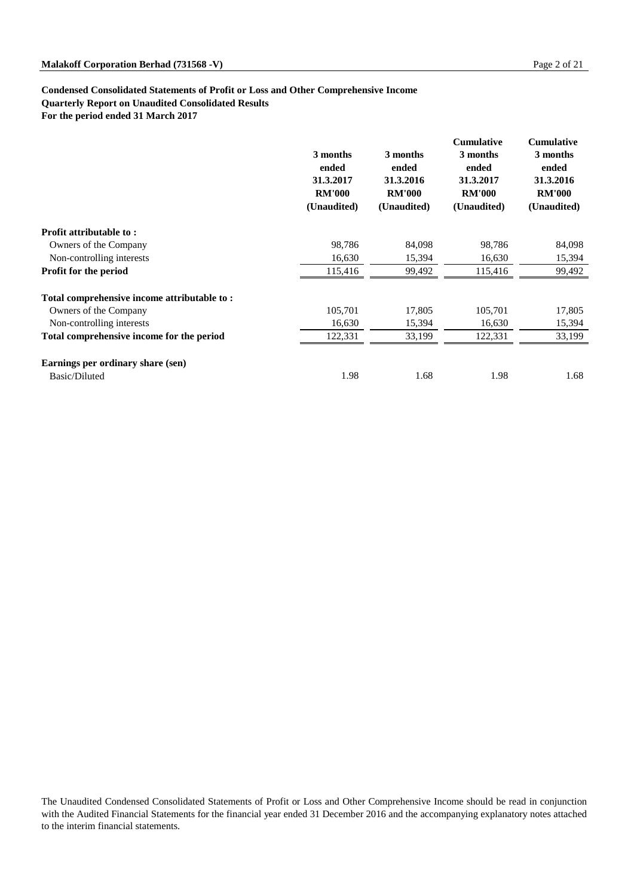**Condensed Consolidated Statements of Profit or Loss and Other Comprehensive Income**
**Quarterly Report on Unaudited Consolidated Results**
**For the period ended 31 March 2017**

| | 3 months ended 31.3.2017 RM'000 (Unaudited) | 3 months ended 31.3.2016 RM'000 (Unaudited) | Cumulative 3 months ended 31.3.2017 RM'000 (Unaudited) | Cumulative 3 months ended 31.3.2016 RM'000 (Unaudited) |
|---|---|---|---|---|
| **Profit attributable to :** | | | | |
| Owners of the Company | 98,786 | 84,098 | 98,786 | 84,098 |
| Non-controlling interests | 16,630 | 15,394 | 16,630 | 15,394 |
| **Profit for the period** | 115,416 | 99,492 | 115,416 | 99,492 |
| **Total comprehensive income attributable to :** | | | | |
| Owners of the Company | 105,701 | 17,805 | 105,701 | 17,805 |
| Non-controlling interests | 16,630 | 15,394 | 16,630 | 15,394 |
| **Total comprehensive income for the period** | 122,331 | 33,199 | 122,331 | 33,199 |
| **Earnings per ordinary share (sen)** | | | | |
| Basic/Diluted | 1.98 | 1.68 | 1.98 | 1.68 |

The Unaudited Condensed Consolidated Statements of Profit or Loss and Other Comprehensive Income should be read in conjunction with the Audited Financial Statements for the financial year ended 31 December 2016 and the accompanying explanatory notes attached to the interim financial statements.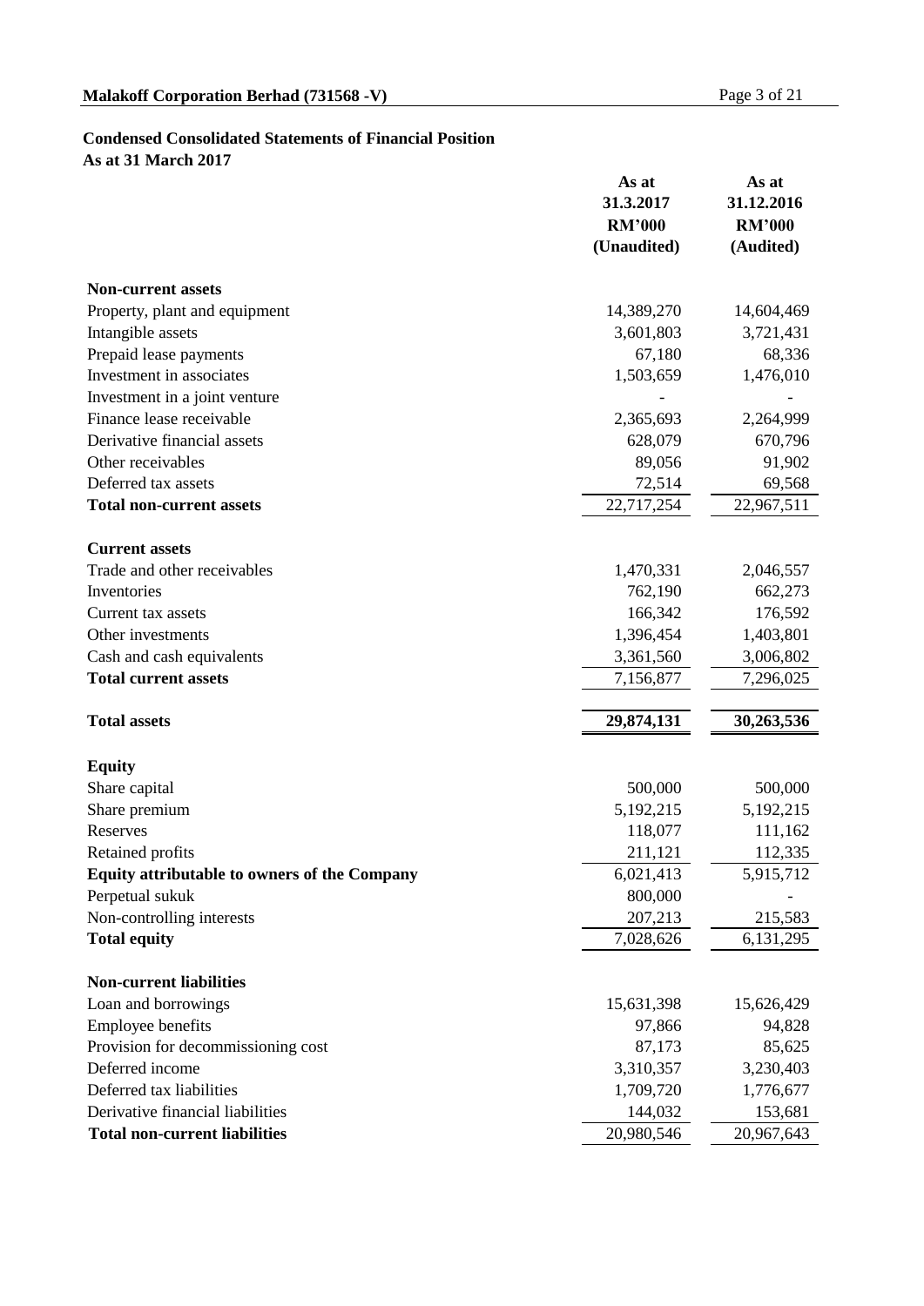## Condensed Consolidated Statements of Financial Position
**As at 31 March 2017**

| | As at 31.3.2017 RM'000 (Unaudited) | As at 31.12.2016 RM'000 (Audited) |
|---|---|---|
| **Non-current assets** | | |
| Property, plant and equipment | 14,389,270 | 14,604,469 |
| Intangible assets | 3,601,803 | 3,721,431 |
| Prepaid lease payments | 67,180 | 68,336 |
| Investment in associates | 1,503,659 | 1,476,010 |
| Investment in a joint venture | - | - |
| Finance lease receivable | 2,365,693 | 2,264,999 |
| Derivative financial assets | 628,079 | 670,796 |
| Other receivables | 89,056 | 91,902 |
| Deferred tax assets | 72,514 | 69,568 |
| **Total non-current assets** | 22,717,254 | 22,967,511 |
| **Current assets** | | |
| Trade and other receivables | 1,470,331 | 2,046,557 |
| Inventories | 762,190 | 662,273 |
| Current tax assets | 166,342 | 176,592 |
| Other investments | 1,396,454 | 1,403,801 |
| Cash and cash equivalents | 3,361,560 | 3,006,802 |
| **Total current assets** | 7,156,877 | 7,296,025 |
| **Total assets** | **29,874,131** | **30,263,536** |
| **Equity** | | |
| Share capital | 500,000 | 500,000 |
| Share premium | 5,192,215 | 5,192,215 |
| Reserves | 118,077 | 111,162 |
| Retained profits | 211,121 | 112,335 |
| **Equity attributable to owners of the Company** | 6,021,413 | 5,915,712 |
| Perpetual sukuk | 800,000 | - |
| Non-controlling interests | 207,213 | 215,583 |
| **Total equity** | 7,028,626 | 6,131,295 |
| **Non-current liabilities** | | |
| Loan and borrowings | 15,631,398 | 15,626,429 |
| Employee benefits | 97,866 | 94,828 |
| Provision for decommissioning cost | 87,173 | 85,625 |
| Deferred income | 3,310,357 | 3,230,403 |
| Deferred tax liabilities | 1,709,720 | 1,776,677 |
| Derivative financial liabilities | 144,032 | 153,681 |
| **Total non-current liabilities** | 20,980,546 | 20,967,643 |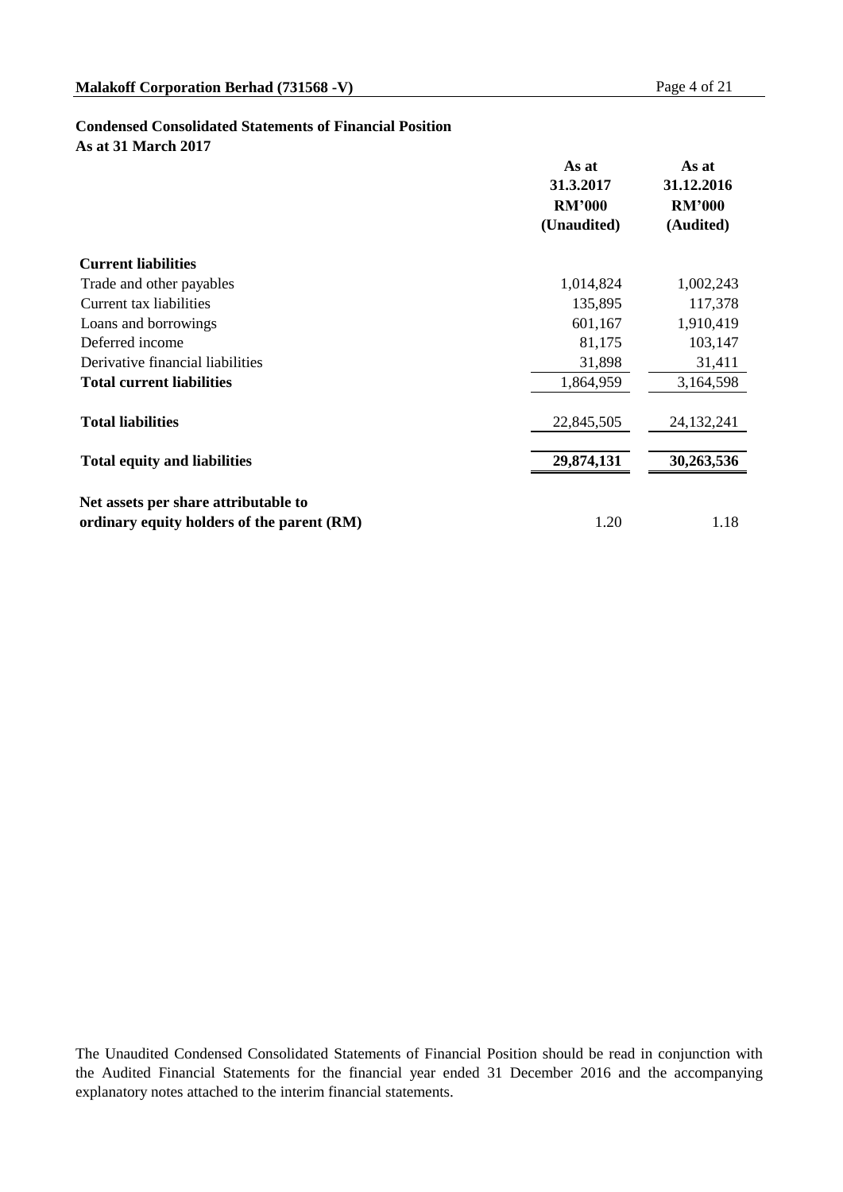**Condensed Consolidated Statements of Financial Position**
**As at 31 March 2017**

| | As at 31.3.2017 RM'000 (Unaudited) | As at 31.12.2016 RM'000 (Audited) |
|---|---|---|
| **Current liabilities** | | |
| Trade and other payables | 1,014,824 | 1,002,243 |
| Current tax liabilities | 135,895 | 117,378 |
| Loans and borrowings | 601,167 | 1,910,419 |
| Deferred income | 81,175 | 103,147 |
| Derivative financial liabilities | 31,898 | 31,411 |
| **Total current liabilities** | 1,864,959 | 3,164,598 |
| **Total liabilities** | 22,845,505 | 24,132,241 |
| **Total equity and liabilities** | **29,874,131** | **30,263,536** |
| **Net assets per share attributable to ordinary equity holders of the parent (RM)** | 1.20 | 1.18 |

The Unaudited Condensed Consolidated Statements of Financial Position should be read in conjunction with the Audited Financial Statements for the financial year ended 31 December 2016 and the accompanying explanatory notes attached to the interim financial statements.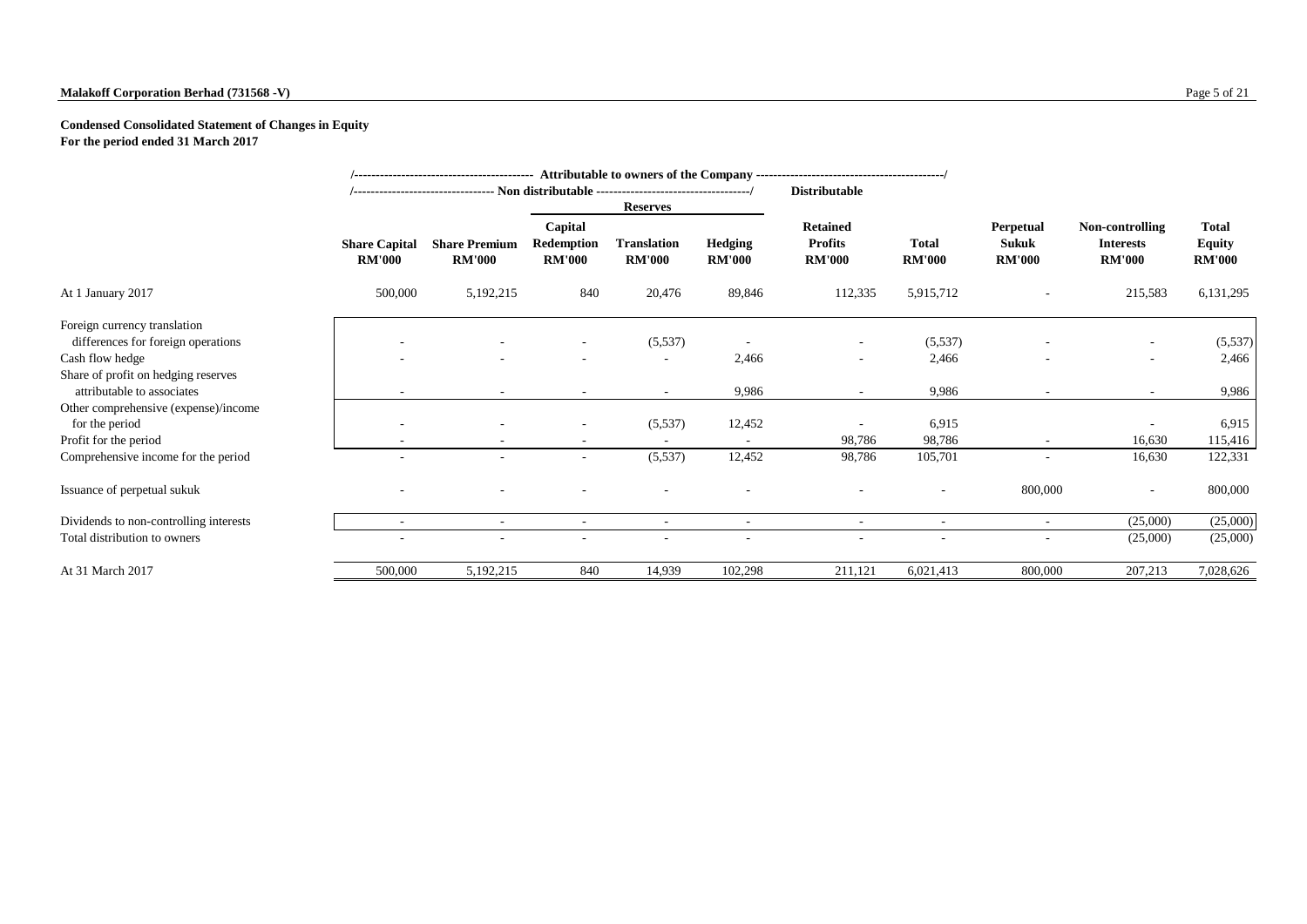**Malakoff Corporation Berhad (731568 -V)**

**Condensed Consolidated Statement of Changes in Equity**
**For the period ended 31 March 2017**

| | Attributable to owners of the Company | | | | | | | | | |
|---|---|---|---|---|---|---|---|---|---|---|
| | Non distributable | | | | | Distributable | | | | |
| | | | Reserves | | | | | | | |
| | Share Capital RM'000 | Share Premium RM'000 | Capital Redemption RM'000 | Translation RM'000 | Hedging RM'000 | Retained Profits RM'000 | Total RM'000 | Perpetual Sukuk RM'000 | Non-controlling Interests RM'000 | Total Equity RM'000 |
| At 1 January 2017 | 500,000 | 5,192,215 | 840 | 20,476 | 89,846 | 112,335 | 5,915,712 | - | 215,583 | 6,131,295 |
| Foreign currency translation differences for foreign operations | - | - | - | (5,537) | - | - | (5,537) | - | - | (5,537) |
| Cash flow hedge | - | - | - | - | 2,466 | - | 2,466 | - | - | 2,466 |
| Share of profit on hedging reserves attributable to associates | - | - | - | - | 9,986 | - | 9,986 | - | - | 9,986 |
| Other comprehensive (expense)/income for the period | - | - | - | (5,537) | 12,452 | - | 6,915 | | - | 6,915 |
| Profit for the period | - | - | - | - | - | 98,786 | 98,786 | - | 16,630 | 115,416 |
| Comprehensive income for the period | - | - | - | (5,537) | 12,452 | 98,786 | 105,701 | - | 16,630 | 122,331 |
| Issuance of perpetual sukuk | - | - | - | - | - | - | - | 800,000 | - | 800,000 |
| Dividends to non-controlling interests | - | - | - | - | - | - | - | - | (25,000) | (25,000) |
| Total distribution to owners | - | - | - | - | - | - | - | - | (25,000) | (25,000) |
| At 31 March 2017 | 500,000 | 5,192,215 | 840 | 14,939 | 102,298 | 211,121 | 6,021,413 | 800,000 | 207,213 | 7,028,626 |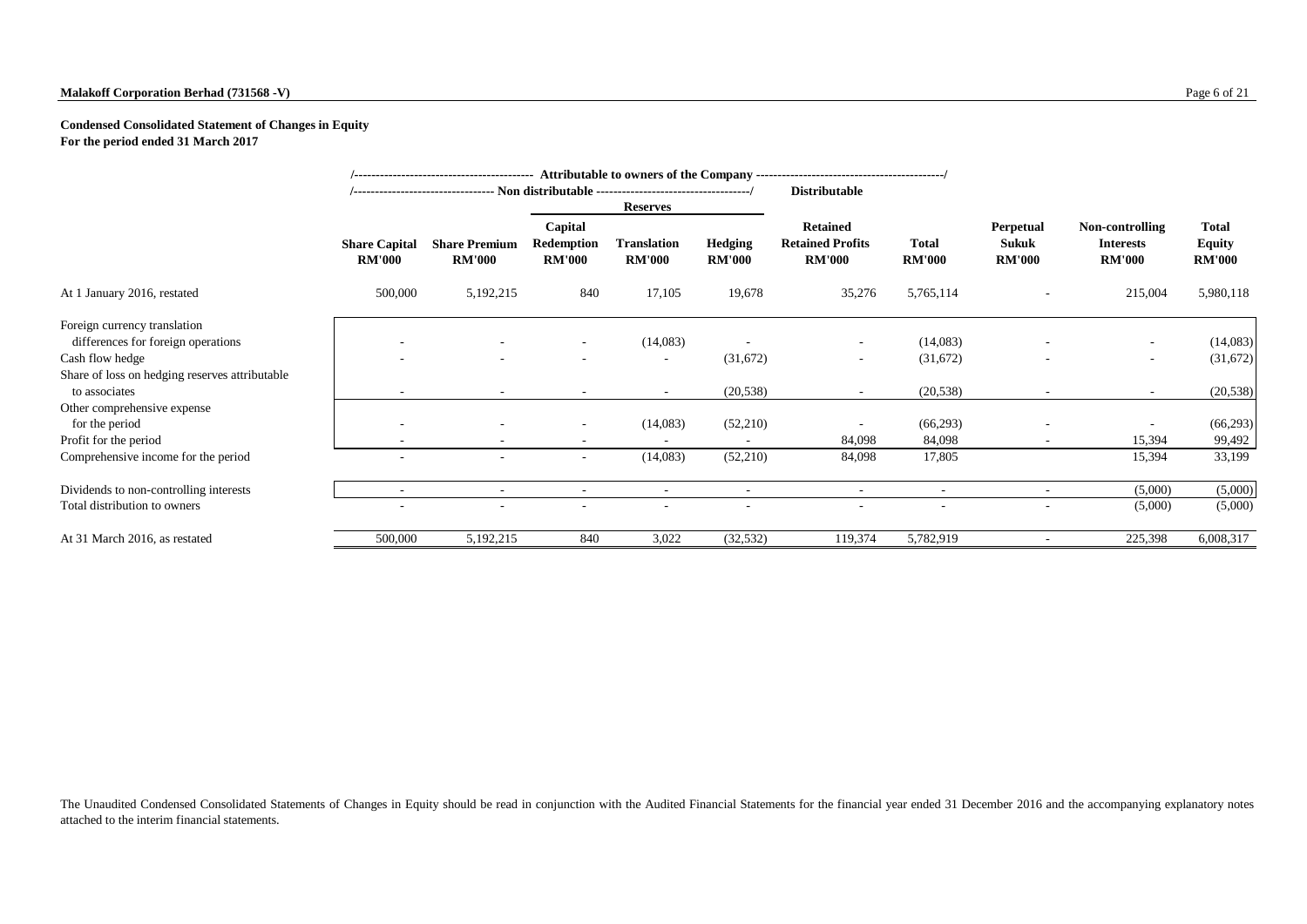**Malakoff Corporation Berhad (731568 -V)**

**Condensed Consolidated Statement of Changes in Equity**
**For the period ended 31 March 2017**

| | Attributable to owners of the Company | | | | | | | | | |
|---|---|---|---|---|---|---|---|---|---|---|
| | Non distributable | | | | | Distributable | | | | |
| | | | Reserves | | | | | | | |
| | Share Capital RM'000 | Share Premium RM'000 | Capital Redemption RM'000 | Translation RM'000 | Hedging RM'000 | Retained Retained Profits RM'000 | Total RM'000 | Perpetual Sukuk RM'000 | Non-controlling Interests RM'000 | Total Equity RM'000 |
| At 1 January 2016, restated | 500,000 | 5,192,215 | 840 | 17,105 | 19,678 | 35,276 | 5,765,114 | - | 215,004 | 5,980,118 |
| Foreign currency translation differences for foreign operations | - | - | - | (14,083) | - | - | (14,083) | - | - | (14,083) |
| Cash flow hedge | - | - | - | - | (31,672) | - | (31,672) | - | - | (31,672) |
| Share of loss on hedging reserves attributable to associates | - | - | - | - | (20,538) | - | (20,538) | - | - | (20,538) |
| Other comprehensive expense for the period | - | - | - | (14,083) | (52,210) | - | (66,293) | - | - | (66,293) |
| Profit for the period | - | - | - | - | - | 84,098 | 84,098 | - | 15,394 | 99,492 |
| Comprehensive income for the period | - | - | - | (14,083) | (52,210) | 84,098 | 17,805 | | 15,394 | 33,199 |
| Dividends to non-controlling interests | - | - | - | - | - | - | - | - | (5,000) | (5,000) |
| Total distribution to owners | - | - | - | - | - | - | - | - | (5,000) | (5,000) |
| At 31 March 2016, as restated | 500,000 | 5,192,215 | 840 | 3,022 | (32,532) | 119,374 | 5,782,919 | - | 225,398 | 6,008,317 |

The Unaudited Condensed Consolidated Statements of Changes in Equity should be read in conjunction with the Audited Financial Statements for the financial year ended 31 December 2016 and the accompanying explanatory notes attached to the interim financial statements.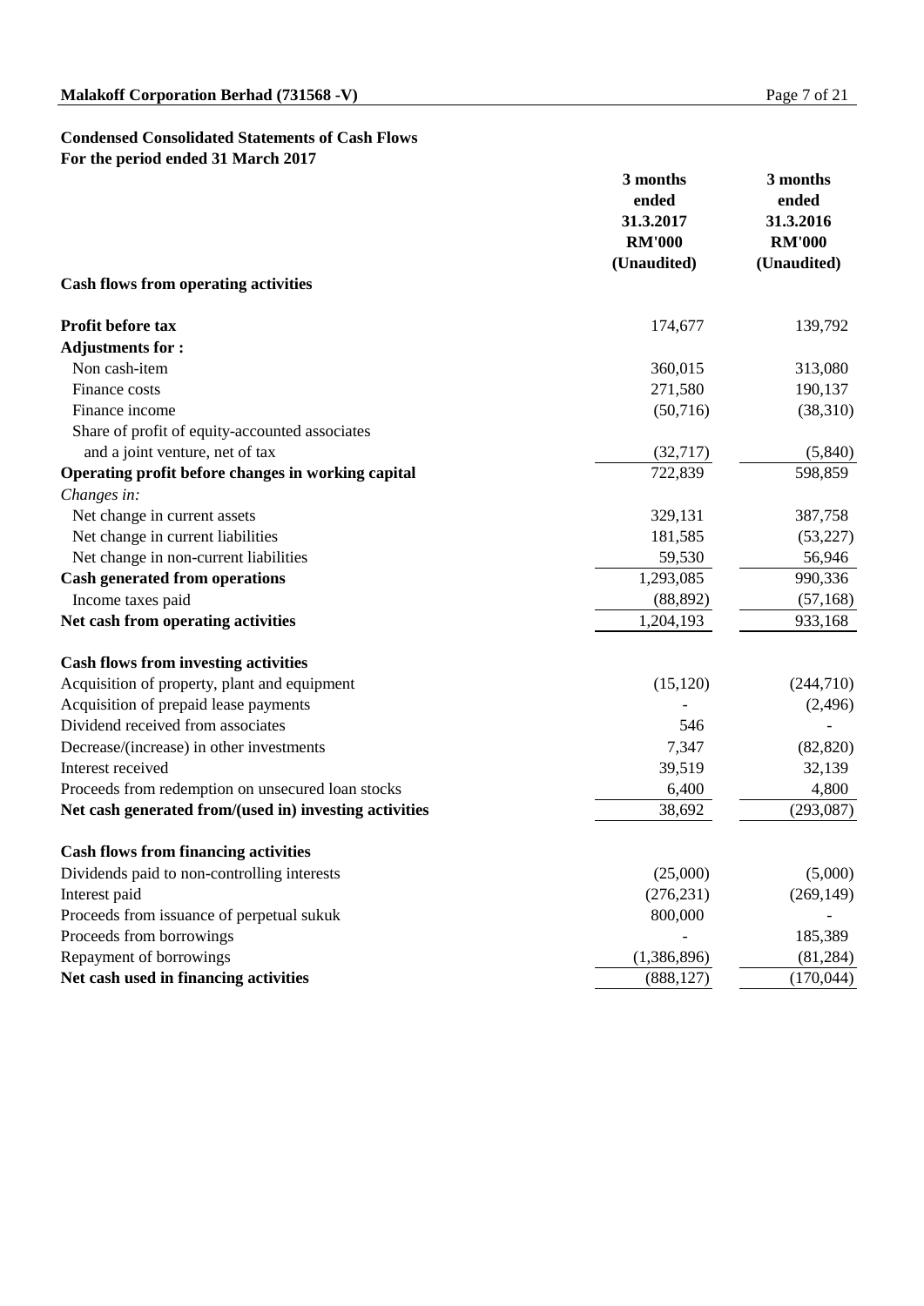**Condensed Consolidated Statements of Cash Flows**
**For the period ended 31 March 2017**

| | 3 months ended 31.3.2017 RM'000 (Unaudited) | 3 months ended 31.3.2016 RM'000 (Unaudited) |
|---|---|---|
| **Cash flows from operating activities** | | |
| **Profit before tax** | 174,677 | 139,792 |
| **Adjustments for :** | | |
| Non cash-item | 360,015 | 313,080 |
| Finance costs | 271,580 | 190,137 |
| Finance income | (50,716) | (38,310) |
| Share of profit of equity-accounted associates and a joint venture, net of tax | (32,717) | (5,840) |
| **Operating profit before changes in working capital** | 722,839 | 598,859 |
| *Changes in:* | | |
| Net change in current assets | 329,131 | 387,758 |
| Net change in current liabilities | 181,585 | (53,227) |
| Net change in non-current liabilities | 59,530 | 56,946 |
| **Cash generated from operations** | 1,293,085 | 990,336 |
| Income taxes paid | (88,892) | (57,168) |
| **Net cash from operating activities** | 1,204,193 | 933,168 |
| | | |
| **Cash flows from investing activities** | | |
| Acquisition of property, plant and equipment | (15,120) | (244,710) |
| Acquisition of prepaid lease payments | - | (2,496) |
| Dividend received from associates | 546 | - |
| Decrease/(increase) in other investments | 7,347 | (82,820) |
| Interest received | 39,519 | 32,139 |
| Proceeds from redemption on unsecured loan stocks | 6,400 | 4,800 |
| **Net cash generated from/(used in) investing activities** | 38,692 | (293,087) |
| | | |
| **Cash flows from financing activities** | | |
| Dividends paid to non-controlling interests | (25,000) | (5,000) |
| Interest paid | (276,231) | (269,149) |
| Proceeds from issuance of perpetual sukuk | 800,000 | - |
| Proceeds from borrowings | - | 185,389 |
| Repayment of borrowings | (1,386,896) | (81,284) |
| **Net cash used in financing activities** | (888,127) | (170,044) |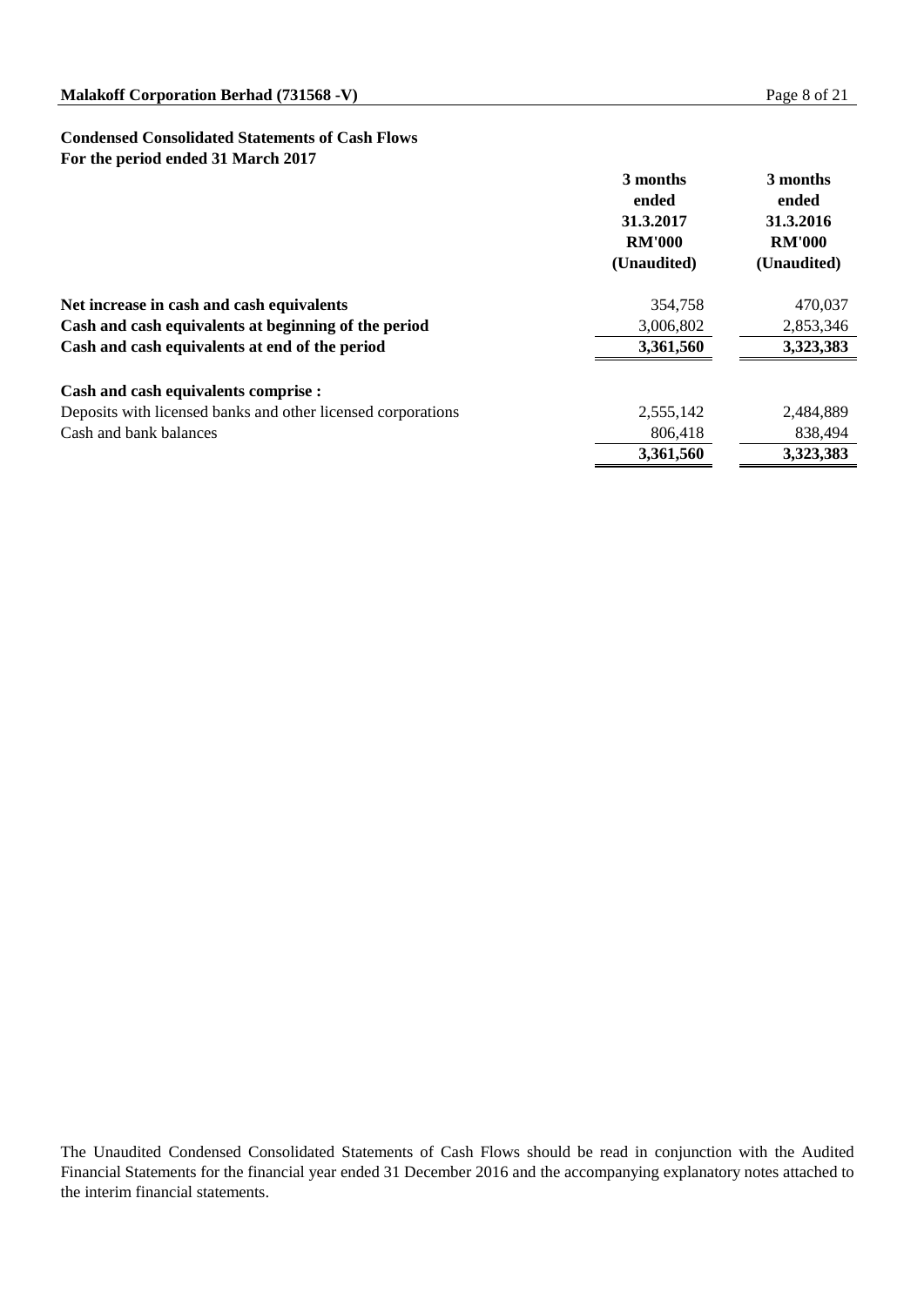## Condensed Consolidated Statements of Cash Flows
## For the period ended 31 March 2017

| | 3 months ended 31.3.2017 RM'000 (Unaudited) | 3 months ended 31.3.2016 RM'000 (Unaudited) |
|---|---|---|
| **Net increase in cash and cash equivalents** | 354,758 | 470,037 |
| **Cash and cash equivalents at beginning of the period** | 3,006,802 | 2,853,346 |
| **Cash and cash equivalents at end of the period** | **3,361,560** | **3,323,383** |
| | | |
| **Cash and cash equivalents comprise :** | | |
| Deposits with licensed banks and other licensed corporations | 2,555,142 | 2,484,889 |
| Cash and bank balances | 806,418 | 838,494 |
| | **3,361,560** | **3,323,383** |

The Unaudited Condensed Consolidated Statements of Cash Flows should be read in conjunction with the Audited Financial Statements for the financial year ended 31 December 2016 and the accompanying explanatory notes attached to the interim financial statements.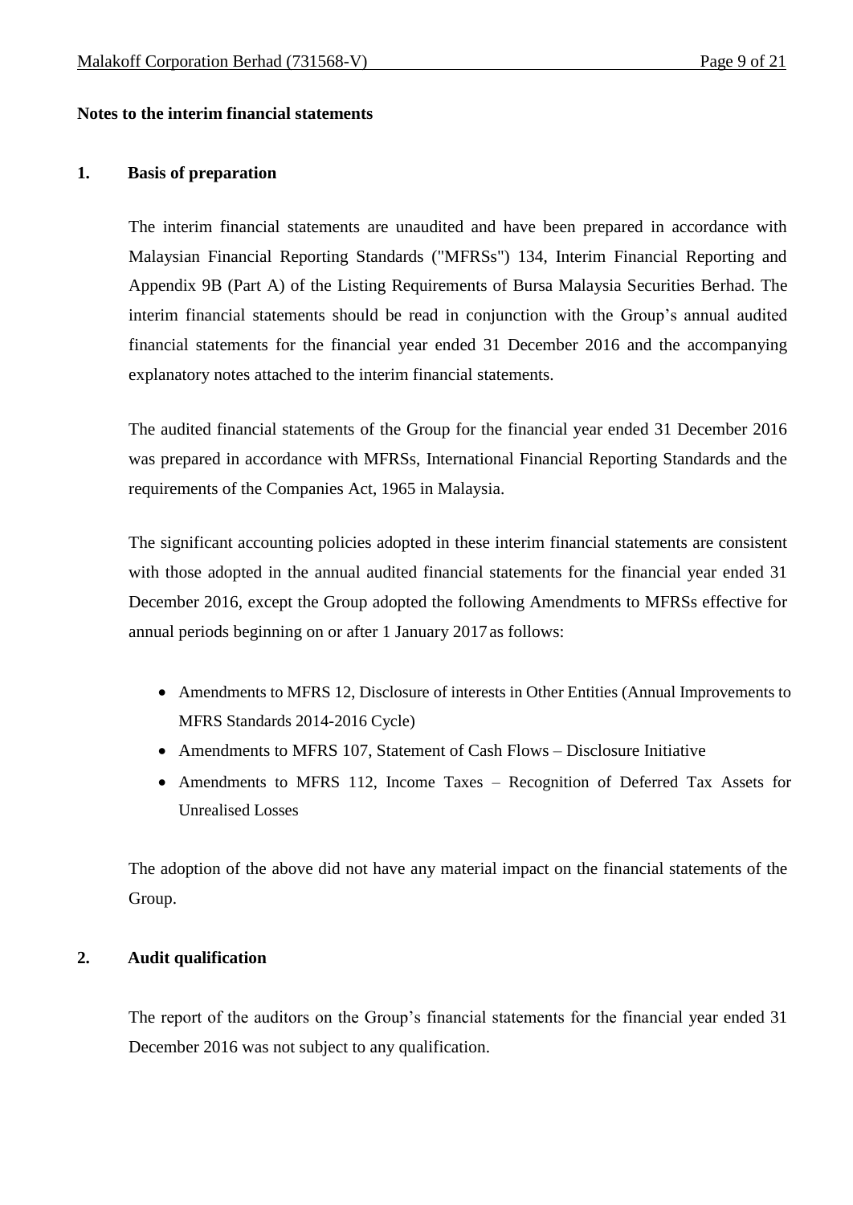## Notes to the interim financial statements

### 1. Basis of preparation

The interim financial statements are unaudited and have been prepared in accordance with Malaysian Financial Reporting Standards ("MFRSs") 134, Interim Financial Reporting and Appendix 9B (Part A) of the Listing Requirements of Bursa Malaysia Securities Berhad. The interim financial statements should be read in conjunction with the Group's annual audited financial statements for the financial year ended 31 December 2016 and the accompanying explanatory notes attached to the interim financial statements.

The audited financial statements of the Group for the financial year ended 31 December 2016 was prepared in accordance with MFRSs, International Financial Reporting Standards and the requirements of the Companies Act, 1965 in Malaysia.

The significant accounting policies adopted in these interim financial statements are consistent with those adopted in the annual audited financial statements for the financial year ended 31 December 2016, except the Group adopted the following Amendments to MFRSs effective for annual periods beginning on or after 1 January 2017 as follows:

- Amendments to MFRS 12, Disclosure of interests in Other Entities (Annual Improvements to MFRS Standards 2014-2016 Cycle)
- Amendments to MFRS 107, Statement of Cash Flows – Disclosure Initiative
- Amendments to MFRS 112, Income Taxes – Recognition of Deferred Tax Assets for Unrealised Losses

The adoption of the above did not have any material impact on the financial statements of the Group.

### 2. Audit qualification

The report of the auditors on the Group's financial statements for the financial year ended 31 December 2016 was not subject to any qualification.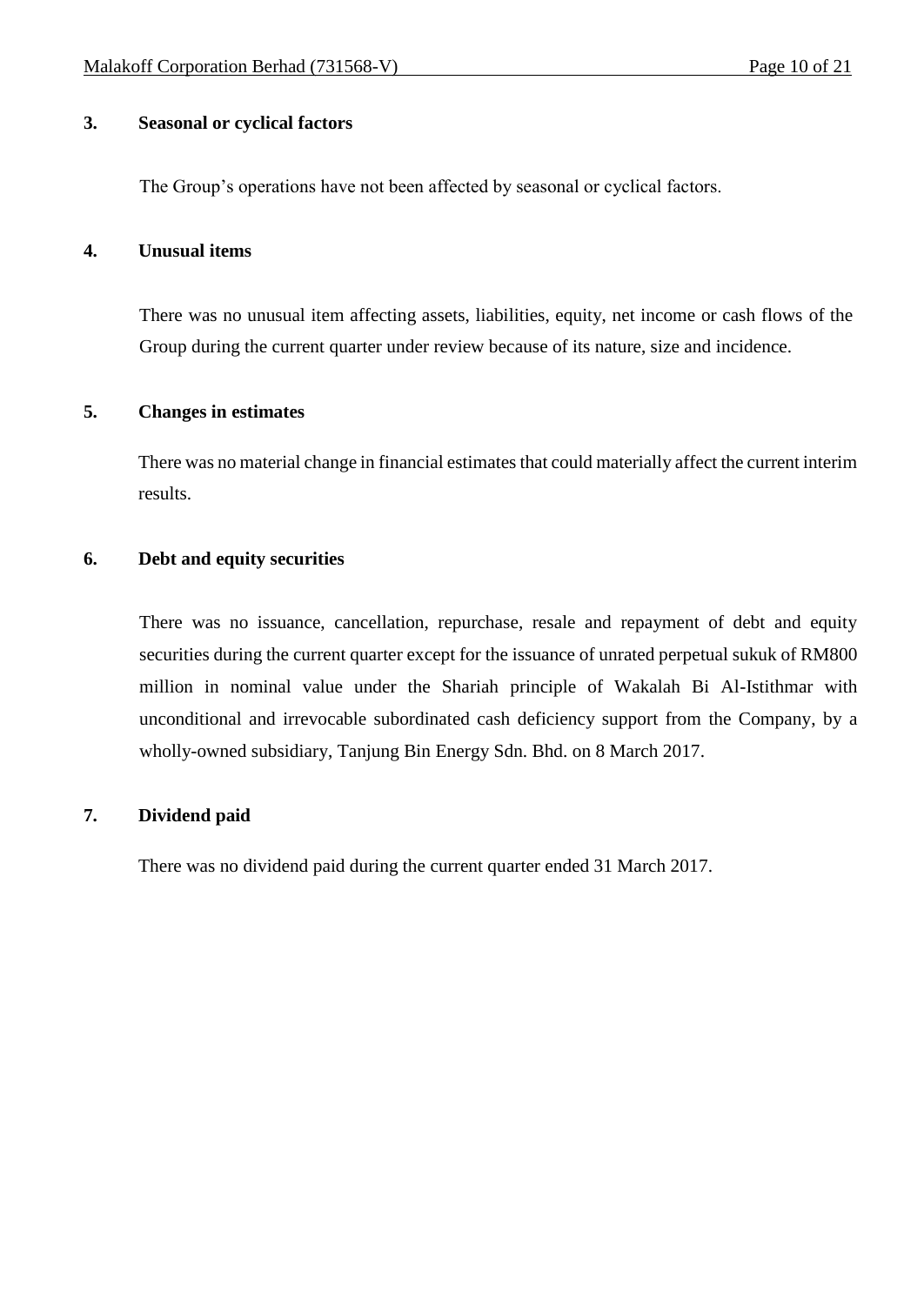## 3. Seasonal or cyclical factors

The Group's operations have not been affected by seasonal or cyclical factors.

## 4. Unusual items

There was no unusual item affecting assets, liabilities, equity, net income or cash flows of the Group during the current quarter under review because of its nature, size and incidence.

## 5. Changes in estimates

There was no material change in financial estimates that could materially affect the current interim results.

## 6. Debt and equity securities

There was no issuance, cancellation, repurchase, resale and repayment of debt and equity securities during the current quarter except for the issuance of unrated perpetual sukuk of RM800 million in nominal value under the Shariah principle of Wakalah Bi Al-Istithmar with unconditional and irrevocable subordinated cash deficiency support from the Company, by a wholly-owned subsidiary, Tanjung Bin Energy Sdn. Bhd. on 8 March 2017.

## 7. Dividend paid

There was no dividend paid during the current quarter ended 31 March 2017.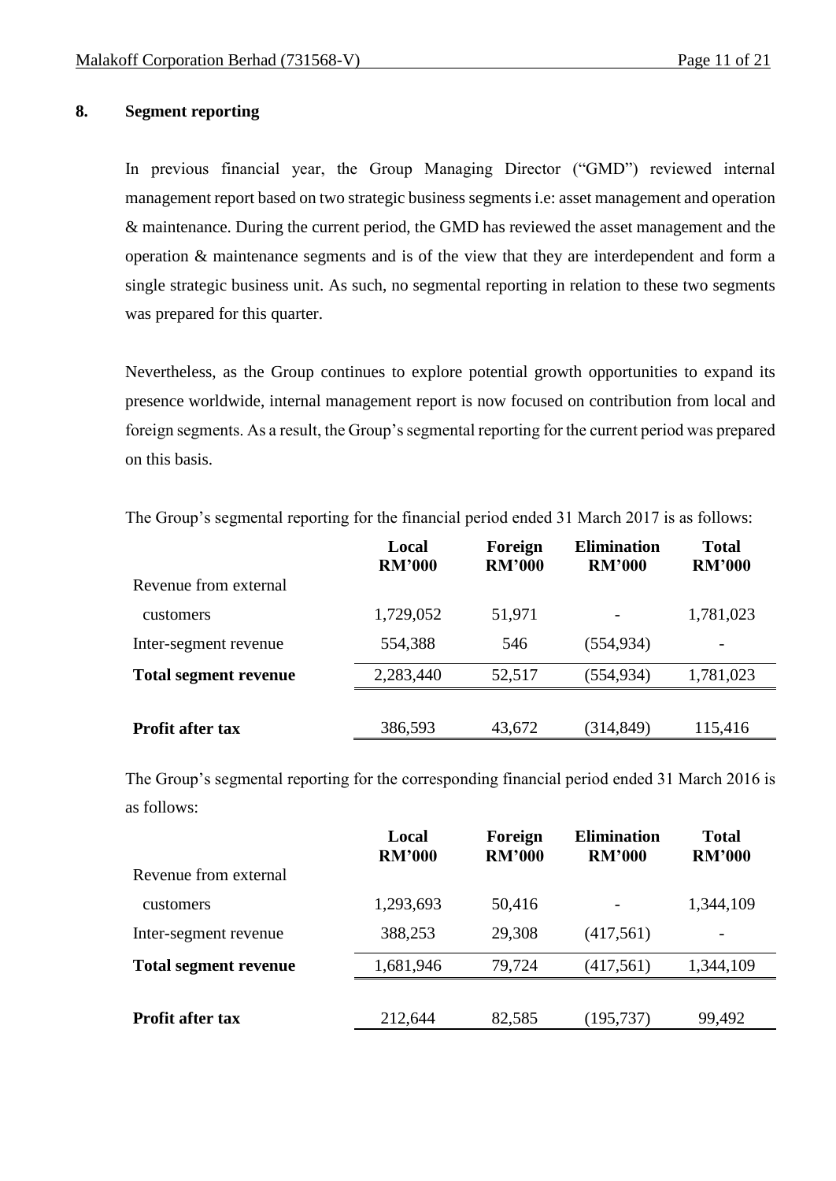## 8. Segment reporting

In previous financial year, the Group Managing Director ("GMD") reviewed internal management report based on two strategic business segments i.e: asset management and operation & maintenance. During the current period, the GMD has reviewed the asset management and the operation & maintenance segments and is of the view that they are interdependent and form a single strategic business unit. As such, no segmental reporting in relation to these two segments was prepared for this quarter.

Nevertheless, as the Group continues to explore potential growth opportunities to expand its presence worldwide, internal management report is now focused on contribution from local and foreign segments. As a result, the Group's segmental reporting for the current period was prepared on this basis.

The Group's segmental reporting for the financial period ended 31 March 2017 is as follows:

| | Local RM'000 | Foreign RM'000 | Elimination RM'000 | Total RM'000 |
|---|---|---|---|---|
| Revenue from external customers | 1,729,052 | 51,971 | - | 1,781,023 |
| Inter-segment revenue | 554,388 | 546 | (554,934) | - |
| **Total segment revenue** | 2,283,440 | 52,517 | (554,934) | 1,781,023 |
| **Profit after tax** | 386,593 | 43,672 | (314,849) | 115,416 |

The Group's segmental reporting for the corresponding financial period ended 31 March 2016 is as follows:

| | Local RM'000 | Foreign RM'000 | Elimination RM'000 | Total RM'000 |
|---|---|---|---|---|
| Revenue from external customers | 1,293,693 | 50,416 | - | 1,344,109 |
| Inter-segment revenue | 388,253 | 29,308 | (417,561) | - |
| **Total segment revenue** | 1,681,946 | 79,724 | (417,561) | 1,344,109 |
| **Profit after tax** | 212,644 | 82,585 | (195,737) | 99,492 |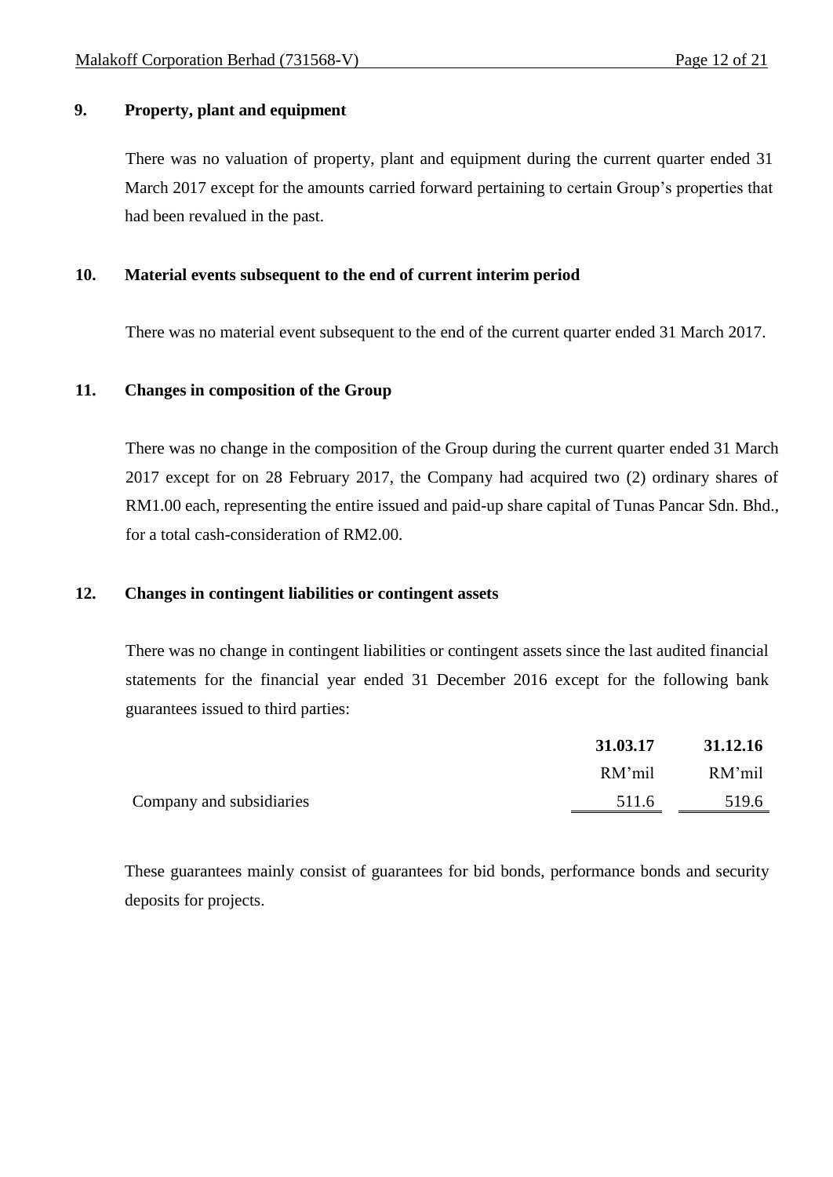## 9. Property, plant and equipment

There was no valuation of property, plant and equipment during the current quarter ended 31 March 2017 except for the amounts carried forward pertaining to certain Group's properties that had been revalued in the past.

## 10. Material events subsequent to the end of current interim period

There was no material event subsequent to the end of the current quarter ended 31 March 2017.

## 11. Changes in composition of the Group

There was no change in the composition of the Group during the current quarter ended 31 March 2017 except for on 28 February 2017, the Company had acquired two (2) ordinary shares of RM1.00 each, representing the entire issued and paid-up share capital of Tunas Pancar Sdn. Bhd., for a total cash-consideration of RM2.00.

## 12. Changes in contingent liabilities or contingent assets

There was no change in contingent liabilities or contingent assets since the last audited financial statements for the financial year ended 31 December 2016 except for the following bank guarantees issued to third parties:

| | **31.03.17** | **31.12.16** |
|---|---|---|
| | RM'mil | RM'mil |
| Company and subsidiaries | 511.6 | 519.6 |

These guarantees mainly consist of guarantees for bid bonds, performance bonds and security deposits for projects.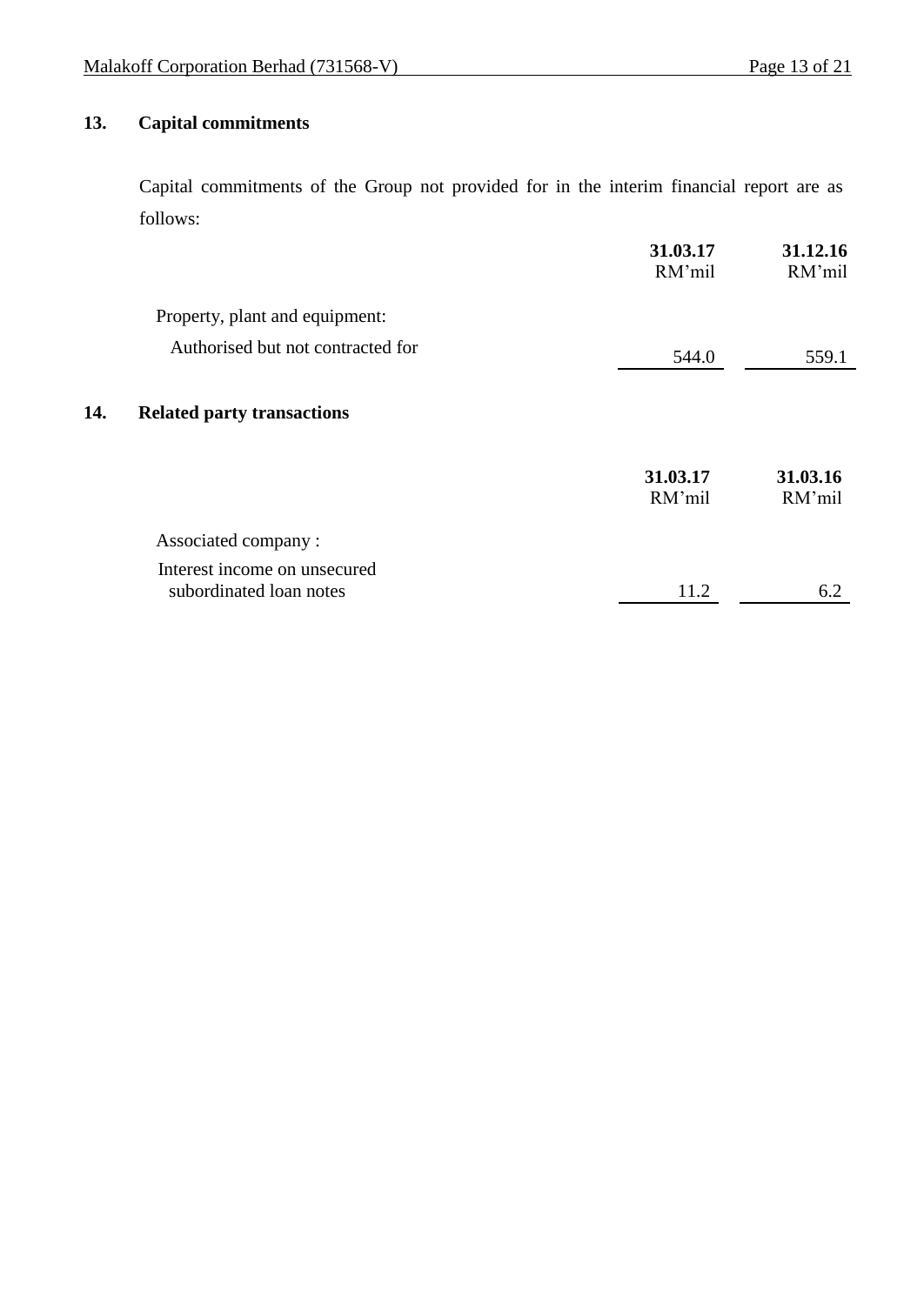## 13. Capital commitments

Capital commitments of the Group not provided for in the interim financial report are as follows:

| | 31.03.17<br>RM'mil | 31.12.16<br>RM'mil |
|---|---|---|
| Property, plant and equipment: | | |
| Authorised but not contracted for | 544.0 | 559.1 |

## 14. Related party transactions

| | 31.03.17<br>RM'mil | 31.03.16<br>RM'mil |
|---|---|---|
| Associated company : | | |
| Interest income on unsecured subordinated loan notes | 11.2 | 6.2 |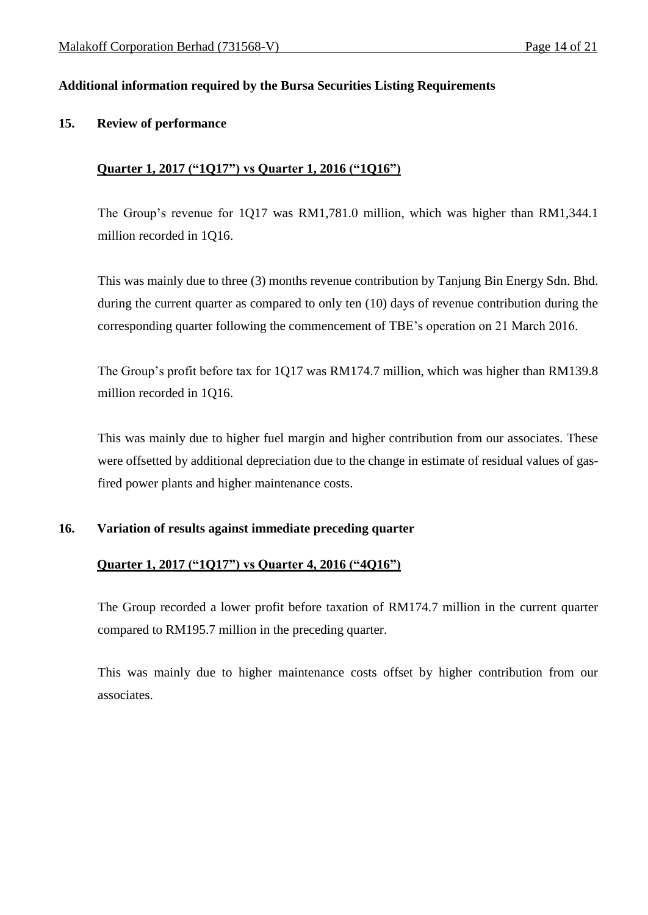**Additional information required by the Bursa Securities Listing Requirements**

## 15. Review of performance

**Quarter 1, 2017 ("1Q17") vs Quarter 1, 2016 ("1Q16")**

The Group's revenue for 1Q17 was RM1,781.0 million, which was higher than RM1,344.1 million recorded in 1Q16.

This was mainly due to three (3) months revenue contribution by Tanjung Bin Energy Sdn. Bhd. during the current quarter as compared to only ten (10) days of revenue contribution during the corresponding quarter following the commencement of TBE's operation on 21 March 2016.

The Group's profit before tax for 1Q17 was RM174.7 million, which was higher than RM139.8 million recorded in 1Q16.

This was mainly due to higher fuel margin and higher contribution from our associates. These were offsetted by additional depreciation due to the change in estimate of residual values of gas-fired power plants and higher maintenance costs.

## 16. Variation of results against immediate preceding quarter

**Quarter 1, 2017 ("1Q17") vs Quarter 4, 2016 ("4Q16")**

The Group recorded a lower profit before taxation of RM174.7 million in the current quarter compared to RM195.7 million in the preceding quarter.

This was mainly due to higher maintenance costs offset by higher contribution from our associates.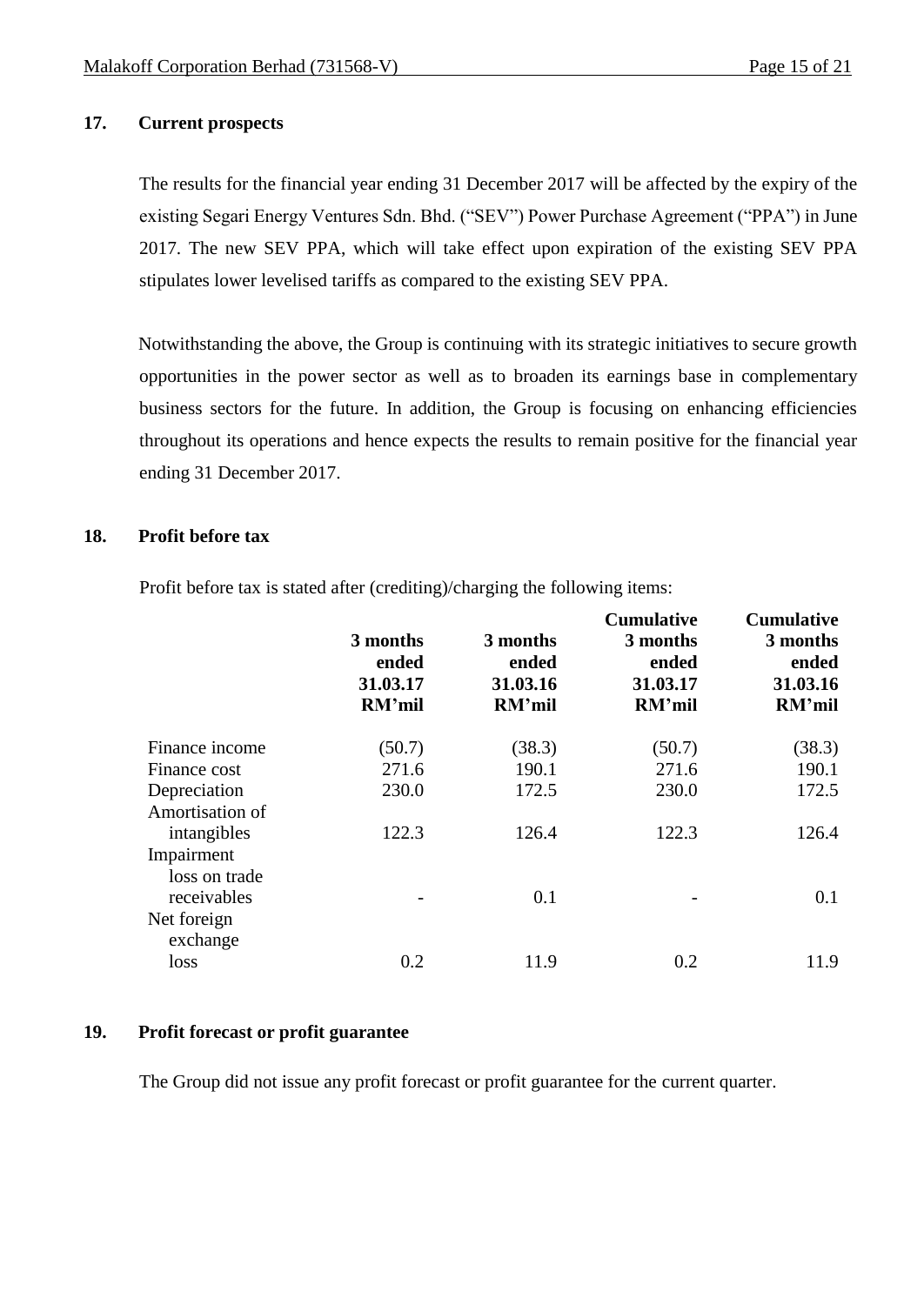## 17. Current prospects

The results for the financial year ending 31 December 2017 will be affected by the expiry of the existing Segari Energy Ventures Sdn. Bhd. ("SEV") Power Purchase Agreement ("PPA") in June 2017. The new SEV PPA, which will take effect upon expiration of the existing SEV PPA stipulates lower levelised tariffs as compared to the existing SEV PPA.

Notwithstanding the above, the Group is continuing with its strategic initiatives to secure growth opportunities in the power sector as well as to broaden its earnings base in complementary business sectors for the future. In addition, the Group is focusing on enhancing efficiencies throughout its operations and hence expects the results to remain positive for the financial year ending 31 December 2017.

## 18. Profit before tax

Profit before tax is stated after (crediting)/charging the following items:

| | 3 months ended 31.03.17 RM'mil | 3 months ended 31.03.16 RM'mil | Cumulative 3 months ended 31.03.17 RM'mil | Cumulative 3 months ended 31.03.16 RM'mil |
|---|---|---|---|---|
| Finance income | (50.7) | (38.3) | (50.7) | (38.3) |
| Finance cost | 271.6 | 190.1 | 271.6 | 190.1 |
| Depreciation | 230.0 | 172.5 | 230.0 | 172.5 |
| Amortisation of intangibles | 122.3 | 126.4 | 122.3 | 126.4 |
| Impairment loss on trade receivables | - | 0.1 | - | 0.1 |
| Net foreign exchange loss | 0.2 | 11.9 | 0.2 | 11.9 |

## 19. Profit forecast or profit guarantee

The Group did not issue any profit forecast or profit guarantee for the current quarter.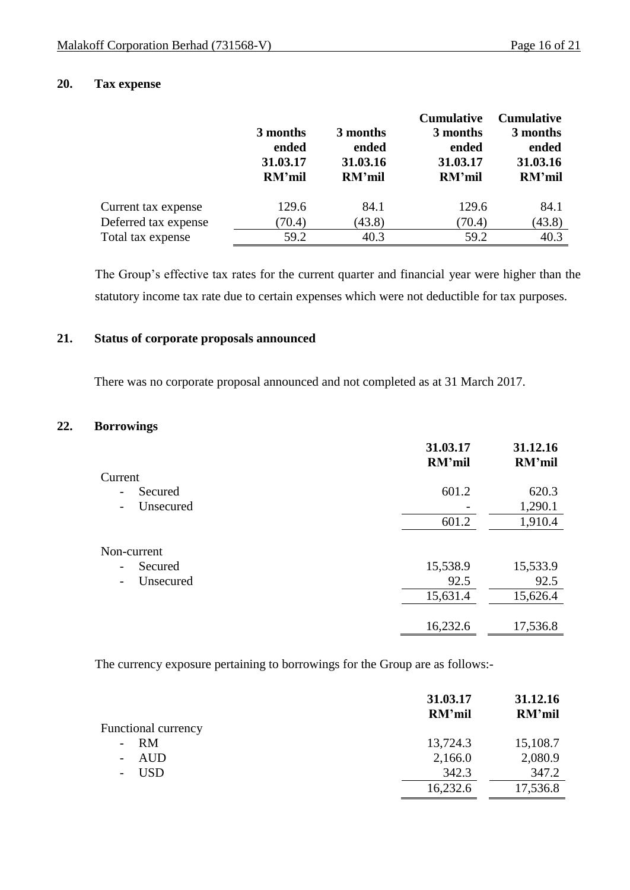## 20. Tax expense

| | 3 months ended 31.03.17 RM'mil | 3 months ended 31.03.16 RM'mil | Cumulative 3 months ended 31.03.17 RM'mil | Cumulative 3 months ended 31.03.16 RM'mil |
|---|---|---|---|---|
| Current tax expense | 129.6 | 84.1 | 129.6 | 84.1 |
| Deferred tax expense | (70.4) | (43.8) | (70.4) | (43.8) |
| Total tax expense | 59.2 | 40.3 | 59.2 | 40.3 |

The Group's effective tax rates for the current quarter and financial year were higher than the statutory income tax rate due to certain expenses which were not deductible for tax purposes.

## 21. Status of corporate proposals announced

There was no corporate proposal announced and not completed as at 31 March 2017.

## 22. Borrowings

| | 31.03.17 RM'mil | 31.12.16 RM'mil |
|---|---|---|
| Current | | |
| - Secured | 601.2 | 620.3 |
| - Unsecured | - | 1,290.1 |
| | 601.2 | 1,910.4 |
| Non-current | | |
| - Secured | 15,538.9 | 15,533.9 |
| - Unsecured | 92.5 | 92.5 |
| | 15,631.4 | 15,626.4 |
| | 16,232.6 | 17,536.8 |

The currency exposure pertaining to borrowings for the Group are as follows:-

| | 31.03.17 RM'mil | 31.12.16 RM'mil |
|---|---|---|
| Functional currency | | |
| - RM | 13,724.3 | 15,108.7 |
| - AUD | 2,166.0 | 2,080.9 |
| - USD | 342.3 | 347.2 |
| | 16,232.6 | 17,536.8 |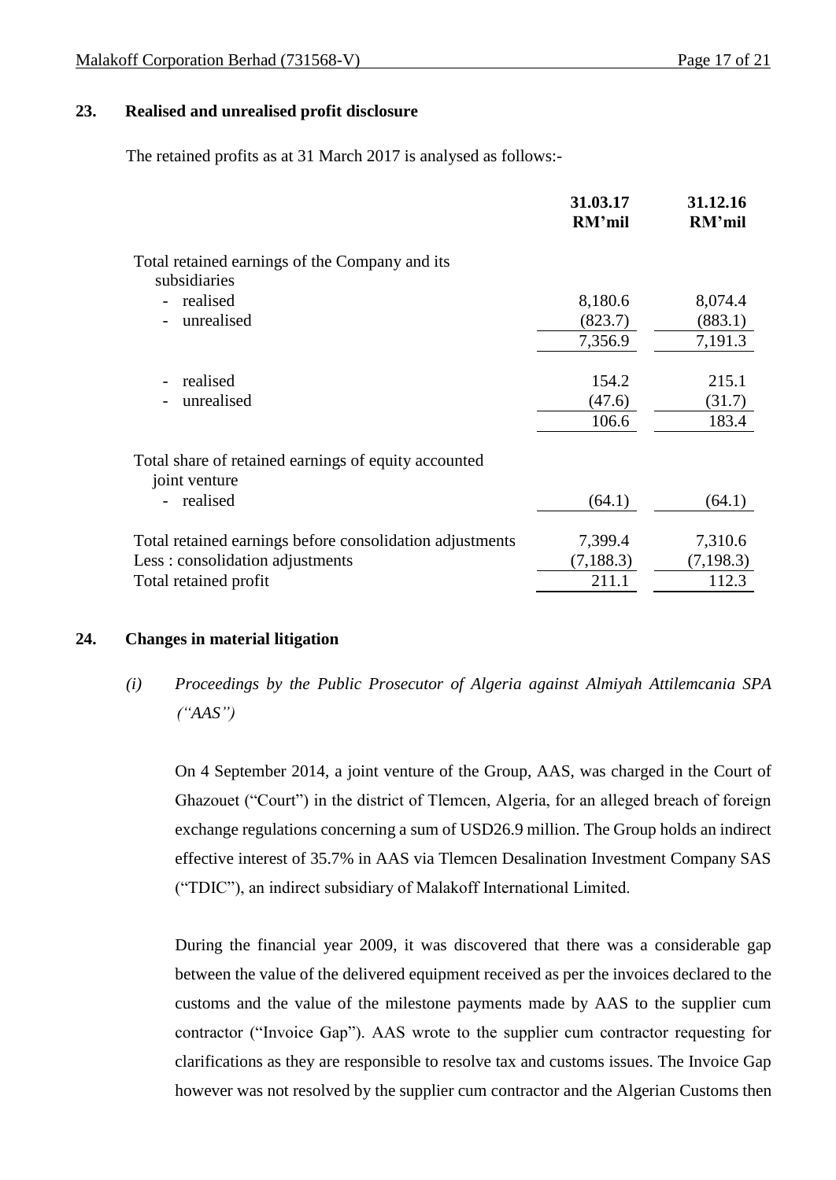## 23. Realised and unrealised profit disclosure

The retained profits as at 31 March 2017 is analysed as follows:-

| | 31.03.17 RM'mil | 31.12.16 RM'mil |
|---|---|---|
| Total retained earnings of the Company and its subsidiaries | | |
| - realised | 8,180.6 | 8,074.4 |
| - unrealised | (823.7) | (883.1) |
| | 7,356.9 | 7,191.3 |
| - realised | 154.2 | 215.1 |
| - unrealised | (47.6) | (31.7) |
| | 106.6 | 183.4 |
| Total share of retained earnings of equity accounted joint venture | | |
| - realised | (64.1) | (64.1) |
| Total retained earnings before consolidation adjustments | 7,399.4 | 7,310.6 |
| Less : consolidation adjustments | (7,188.3) | (7,198.3) |
| Total retained profit | 211.1 | 112.3 |

## 24. Changes in material litigation

*(i) Proceedings by the Public Prosecutor of Algeria against Almiyah Attilemcania SPA ("AAS")*

On 4 September 2014, a joint venture of the Group, AAS, was charged in the Court of Ghazouet ("Court") in the district of Tlemcen, Algeria, for an alleged breach of foreign exchange regulations concerning a sum of USD26.9 million. The Group holds an indirect effective interest of 35.7% in AAS via Tlemcen Desalination Investment Company SAS ("TDIC"), an indirect subsidiary of Malakoff International Limited.

During the financial year 2009, it was discovered that there was a considerable gap between the value of the delivered equipment received as per the invoices declared to the customs and the value of the milestone payments made by AAS to the supplier cum contractor ("Invoice Gap"). AAS wrote to the supplier cum contractor requesting for clarifications as they are responsible to resolve tax and customs issues. The Invoice Gap however was not resolved by the supplier cum contractor and the Algerian Customs then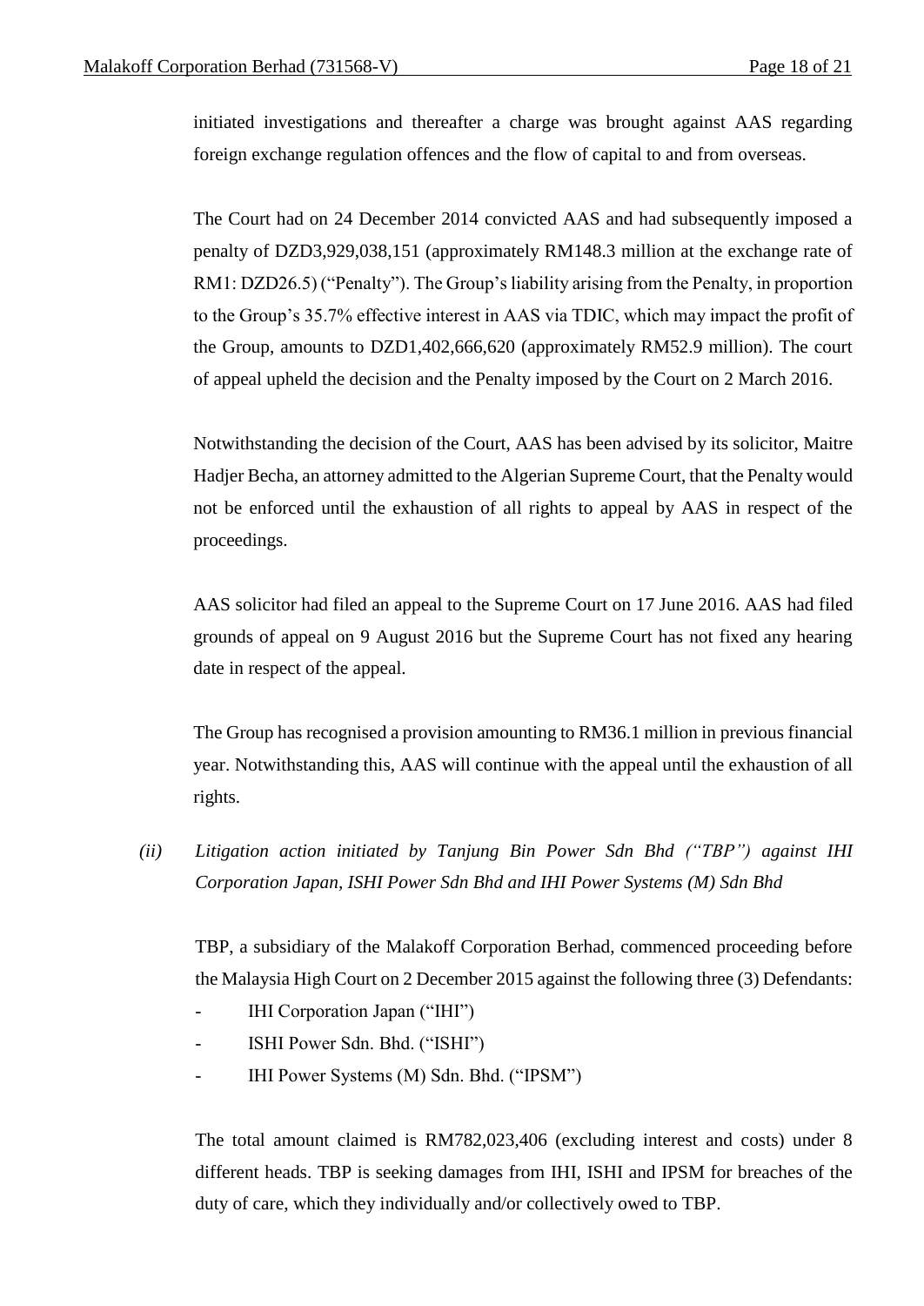initiated investigations and thereafter a charge was brought against AAS regarding foreign exchange regulation offences and the flow of capital to and from overseas.

The Court had on 24 December 2014 convicted AAS and had subsequently imposed a penalty of DZD3,929,038,151 (approximately RM148.3 million at the exchange rate of RM1: DZD26.5) ("Penalty"). The Group's liability arising from the Penalty, in proportion to the Group's 35.7% effective interest in AAS via TDIC, which may impact the profit of the Group, amounts to DZD1,402,666,620 (approximately RM52.9 million). The court of appeal upheld the decision and the Penalty imposed by the Court on 2 March 2016.

Notwithstanding the decision of the Court, AAS has been advised by its solicitor, Maitre Hadjer Becha, an attorney admitted to the Algerian Supreme Court, that the Penalty would not be enforced until the exhaustion of all rights to appeal by AAS in respect of the proceedings.

AAS solicitor had filed an appeal to the Supreme Court on 17 June 2016. AAS had filed grounds of appeal on 9 August 2016 but the Supreme Court has not fixed any hearing date in respect of the appeal.

The Group has recognised a provision amounting to RM36.1 million in previous financial year. Notwithstanding this, AAS will continue with the appeal until the exhaustion of all rights.

*(ii) Litigation action initiated by Tanjung Bin Power Sdn Bhd ("TBP") against IHI Corporation Japan, ISHI Power Sdn Bhd and IHI Power Systems (M) Sdn Bhd*

TBP, a subsidiary of the Malakoff Corporation Berhad, commenced proceeding before the Malaysia High Court on 2 December 2015 against the following three (3) Defendants:

- IHI Corporation Japan ("IHI")
- ISHI Power Sdn. Bhd. ("ISHI")
- IHI Power Systems (M) Sdn. Bhd. ("IPSM")

The total amount claimed is RM782,023,406 (excluding interest and costs) under 8 different heads. TBP is seeking damages from IHI, ISHI and IPSM for breaches of the duty of care, which they individually and/or collectively owed to TBP.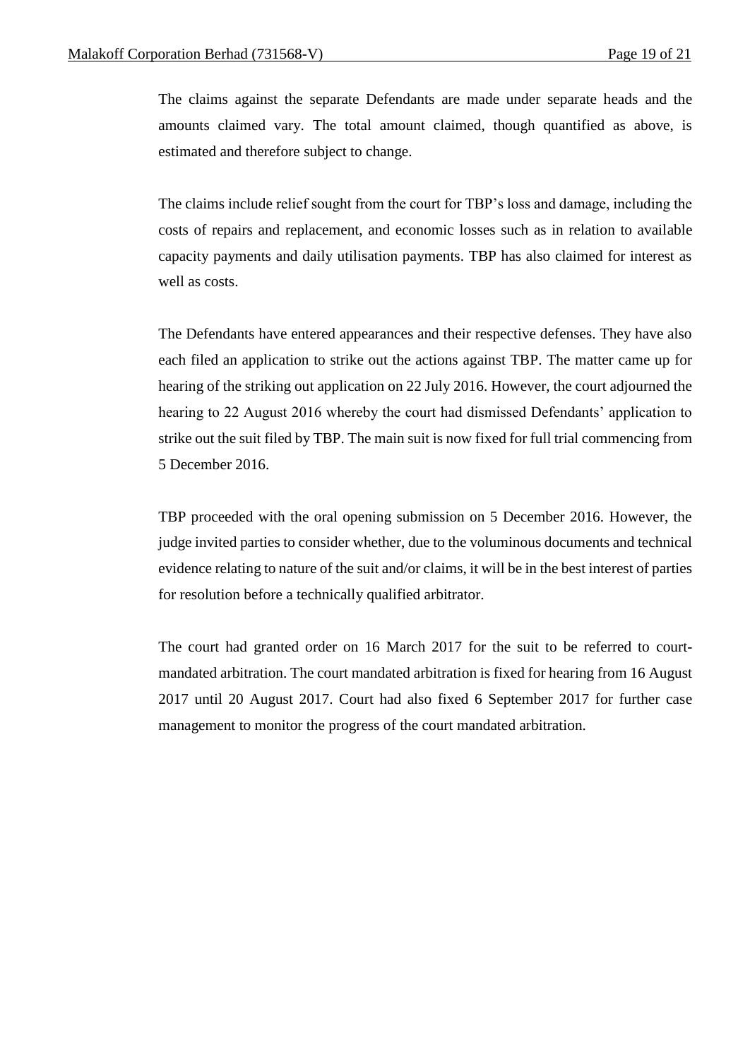The claims against the separate Defendants are made under separate heads and the amounts claimed vary. The total amount claimed, though quantified as above, is estimated and therefore subject to change.

The claims include relief sought from the court for TBP's loss and damage, including the costs of repairs and replacement, and economic losses such as in relation to available capacity payments and daily utilisation payments. TBP has also claimed for interest as well as costs.

The Defendants have entered appearances and their respective defenses. They have also each filed an application to strike out the actions against TBP. The matter came up for hearing of the striking out application on 22 July 2016. However, the court adjourned the hearing to 22 August 2016 whereby the court had dismissed Defendants' application to strike out the suit filed by TBP. The main suit is now fixed for full trial commencing from 5 December 2016.

TBP proceeded with the oral opening submission on 5 December 2016. However, the judge invited parties to consider whether, due to the voluminous documents and technical evidence relating to nature of the suit and/or claims, it will be in the best interest of parties for resolution before a technically qualified arbitrator.

The court had granted order on 16 March 2017 for the suit to be referred to court-mandated arbitration. The court mandated arbitration is fixed for hearing from 16 August 2017 until 20 August 2017. Court had also fixed 6 September 2017 for further case management to monitor the progress of the court mandated arbitration.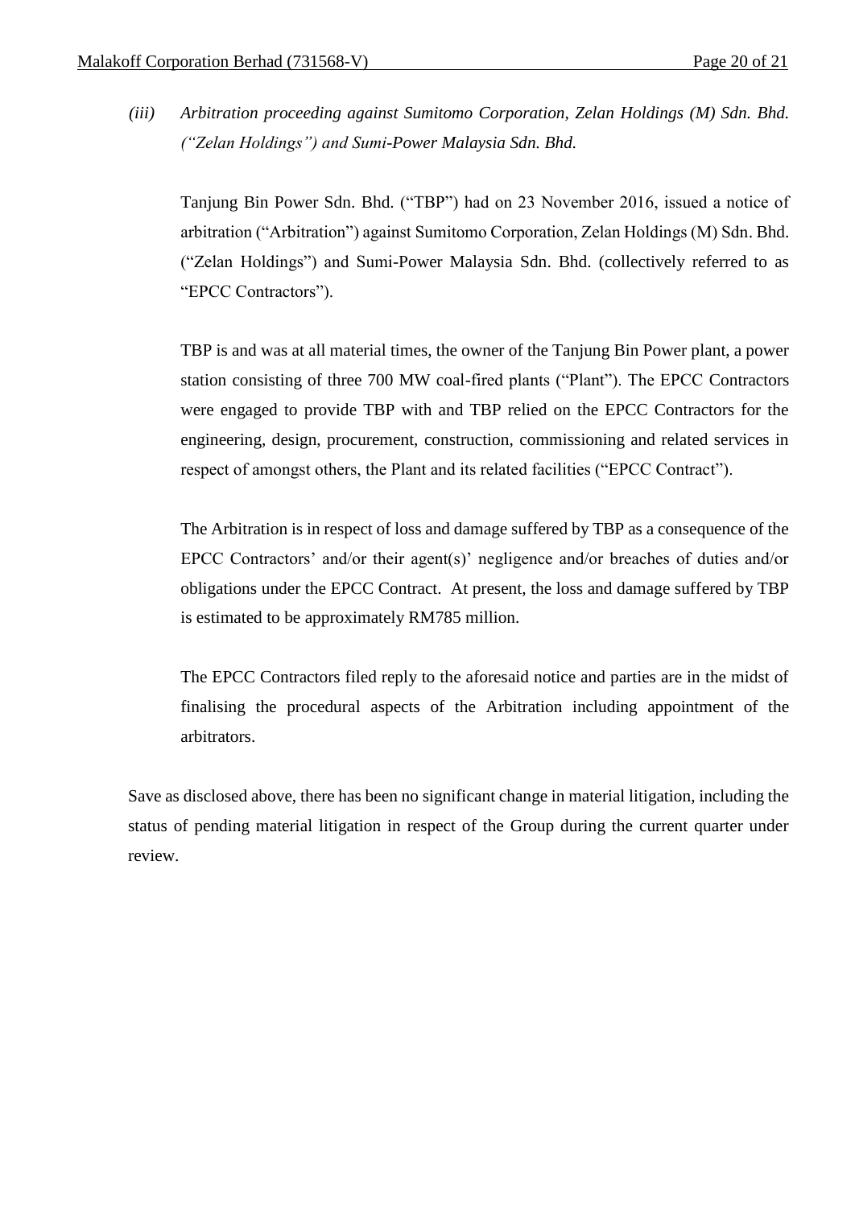*(iii) Arbitration proceeding against Sumitomo Corporation, Zelan Holdings (M) Sdn. Bhd. ("Zelan Holdings") and Sumi-Power Malaysia Sdn. Bhd.*

Tanjung Bin Power Sdn. Bhd. ("TBP") had on 23 November 2016, issued a notice of arbitration ("Arbitration") against Sumitomo Corporation, Zelan Holdings (M) Sdn. Bhd. ("Zelan Holdings") and Sumi-Power Malaysia Sdn. Bhd. (collectively referred to as "EPCC Contractors").

TBP is and was at all material times, the owner of the Tanjung Bin Power plant, a power station consisting of three 700 MW coal-fired plants ("Plant"). The EPCC Contractors were engaged to provide TBP with and TBP relied on the EPCC Contractors for the engineering, design, procurement, construction, commissioning and related services in respect of amongst others, the Plant and its related facilities ("EPCC Contract").

The Arbitration is in respect of loss and damage suffered by TBP as a consequence of the EPCC Contractors' and/or their agent(s)' negligence and/or breaches of duties and/or obligations under the EPCC Contract. At present, the loss and damage suffered by TBP is estimated to be approximately RM785 million.

The EPCC Contractors filed reply to the aforesaid notice and parties are in the midst of finalising the procedural aspects of the Arbitration including appointment of the arbitrators.

Save as disclosed above, there has been no significant change in material litigation, including the status of pending material litigation in respect of the Group during the current quarter under review.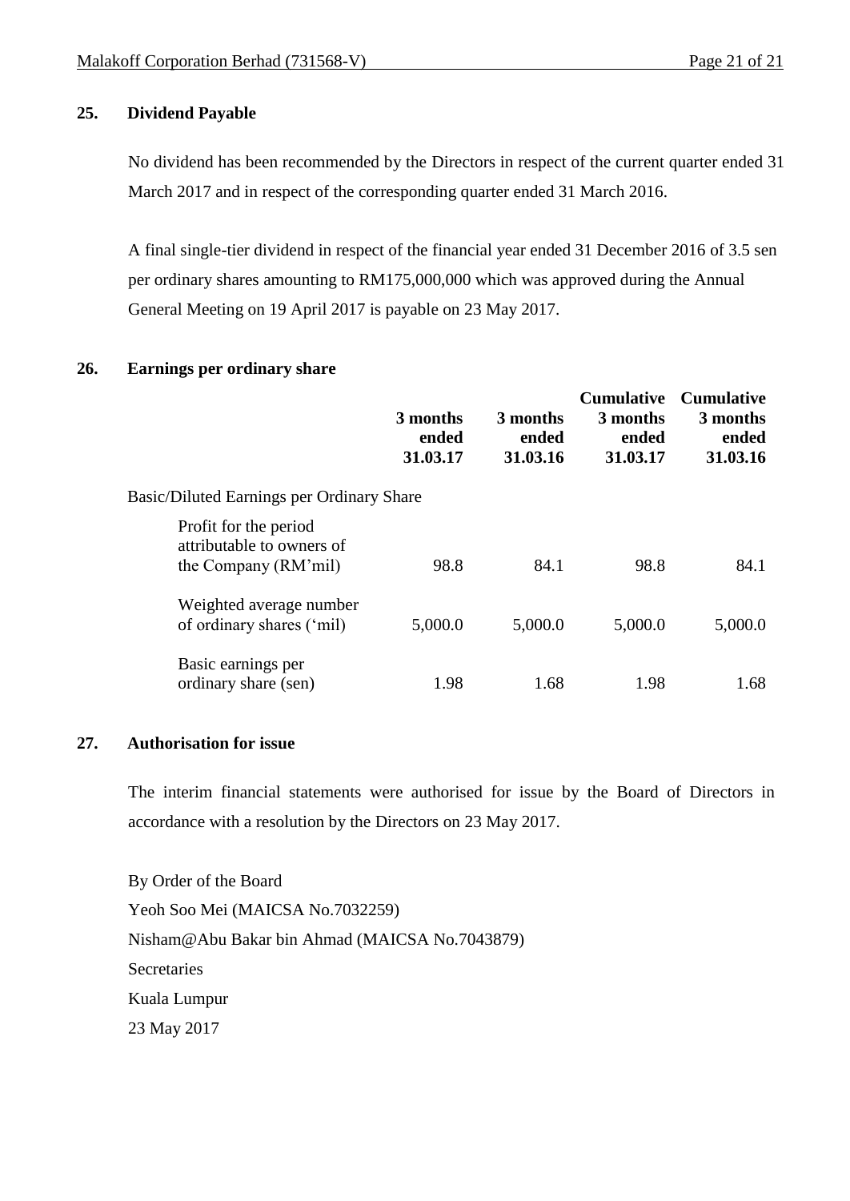## 25. Dividend Payable

No dividend has been recommended by the Directors in respect of the current quarter ended 31 March 2017 and in respect of the corresponding quarter ended 31 March 2016.

A final single-tier dividend in respect of the financial year ended 31 December 2016 of 3.5 sen per ordinary shares amounting to RM175,000,000 which was approved during the Annual General Meeting on 19 April 2017 is payable on 23 May 2017.

## 26. Earnings per ordinary share

| | 3 months ended 31.03.17 | 3 months ended 31.03.16 | Cumulative 3 months ended 31.03.17 | Cumulative 3 months ended 31.03.16 |
|---|---|---|---|---|
| Basic/Diluted Earnings per Ordinary Share | | | | |
| Profit for the period attributable to owners of the Company (RM'mil) | 98.8 | 84.1 | 98.8 | 84.1 |
| Weighted average number of ordinary shares ('mil) | 5,000.0 | 5,000.0 | 5,000.0 | 5,000.0 |
| Basic earnings per ordinary share (sen) | 1.98 | 1.68 | 1.98 | 1.68 |

## 27. Authorisation for issue

The interim financial statements were authorised for issue by the Board of Directors in accordance with a resolution by the Directors on 23 May 2017.

By Order of the Board
Yeoh Soo Mei (MAICSA No.7032259)
Nisham@Abu Bakar bin Ahmad (MAICSA No.7043879)
Secretaries
Kuala Lumpur
23 May 2017